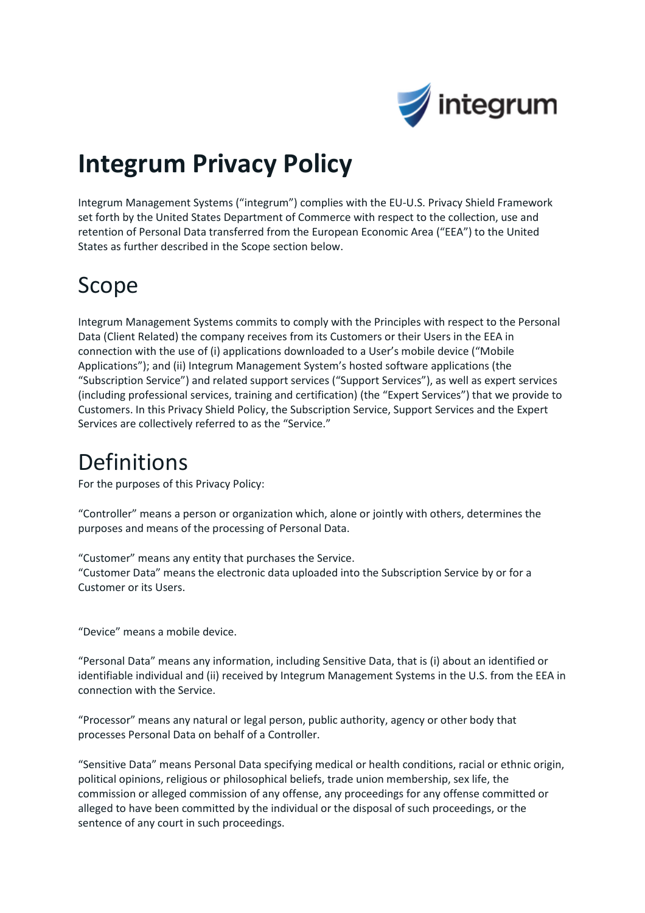# Integrum Privacy Policy

Integrum Management Systems ("integrum") complies with the EU-U.S. Privacy Shield Framework set forth by the United States Department of Commerce with respect to the collection, use and retention of Personal Data transferred from the European Economic Area ("EEA") to the United States as further described in the Scope section below.

## Scope

Integrum Management Systems commits to comply with the Principles with respect to the Personal Data (Client Related) the company receives from its Customers or their Users in the EEA in connection with the use of (i) applications downloaded to a User's mobile device ("Mobile Applications"); and (ii) Integrum Management System's hosted software applications (the "Subscription Service") and related support services ("Support Services"), as well as expert services (including professional services, training and certification) (the "Expert Services") that we provide to Customers. In this Privacy Shield Policy, the Subscription Service, Support Services and the Expert Services are collectively referred to as the "Service."

## Definitions

For the purposes of this Privacy Policy:

"Controller" means a person or organization which, alone or jointly with others, determines the purposes and means of the processing of Personal Data.

"Customer" means any entity that purchases the Service.
"Customer Data" means the electronic data uploaded into the Subscription Service by or for a Customer or its Users.

"Device" means a mobile device.

"Personal Data" means any information, including Sensitive Data, that is (i) about an identified or identifiable individual and (ii) received by Integrum Management Systems in the U.S. from the EEA in connection with the Service.

"Processor" means any natural or legal person, public authority, agency or other body that processes Personal Data on behalf of a Controller.

"Sensitive Data" means Personal Data specifying medical or health conditions, racial or ethnic origin, political opinions, religious or philosophical beliefs, trade union membership, sex life, the commission or alleged commission of any offense, any proceedings for any offense committed or alleged to have been committed by the individual or the disposal of such proceedings, or the sentence of any court in such proceedings.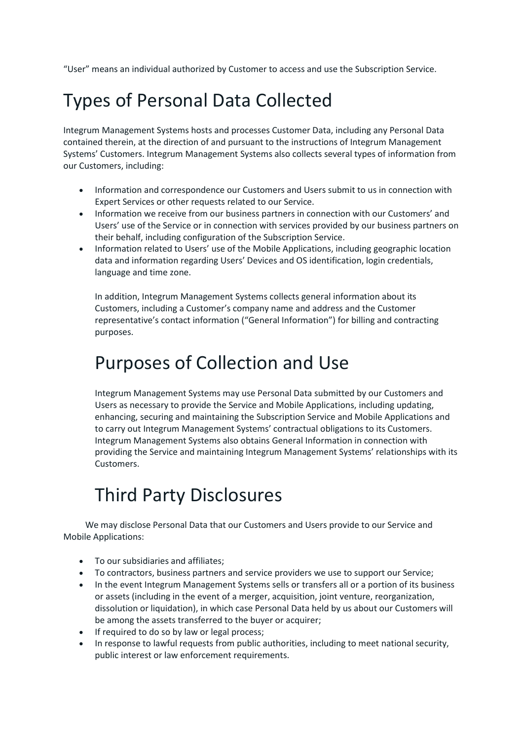“User” means an individual authorized by Customer to access and use the Subscription Service.

# Types of Personal Data Collected

Integrum Management Systems hosts and processes Customer Data, including any Personal Data contained therein, at the direction of and pursuant to the instructions of Integrum Management Systems’ Customers. Integrum Management Systems also collects several types of information from our Customers, including:

- Information and correspondence our Customers and Users submit to us in connection with Expert Services or other requests related to our Service.
- Information we receive from our business partners in connection with our Customers’ and Users’ use of the Service or in connection with services provided by our business partners on their behalf, including configuration of the Subscription Service.
- Information related to Users’ use of the Mobile Applications, including geographic location data and information regarding Users’ Devices and OS identification, login credentials, language and time zone.

  In addition, Integrum Management Systems collects general information about its Customers, including a Customer’s company name and address and the Customer representative’s contact information (“General Information”) for billing and contracting purposes.

# Purposes of Collection and Use

Integrum Management Systems may use Personal Data submitted by our Customers and Users as necessary to provide the Service and Mobile Applications, including updating, enhancing, securing and maintaining the Subscription Service and Mobile Applications and to carry out Integrum Management Systems’ contractual obligations to its Customers. Integrum Management Systems also obtains General Information in connection with providing the Service and maintaining Integrum Management Systems’ relationships with its Customers.

# Third Party Disclosures

We may disclose Personal Data that our Customers and Users provide to our Service and Mobile Applications:

- To our subsidiaries and affiliates;
- To contractors, business partners and service providers we use to support our Service;
- In the event Integrum Management Systems sells or transfers all or a portion of its business or assets (including in the event of a merger, acquisition, joint venture, reorganization, dissolution or liquidation), in which case Personal Data held by us about our Customers will be among the assets transferred to the buyer or acquirer;
- If required to do so by law or legal process;
- In response to lawful requests from public authorities, including to meet national security, public interest or law enforcement requirements.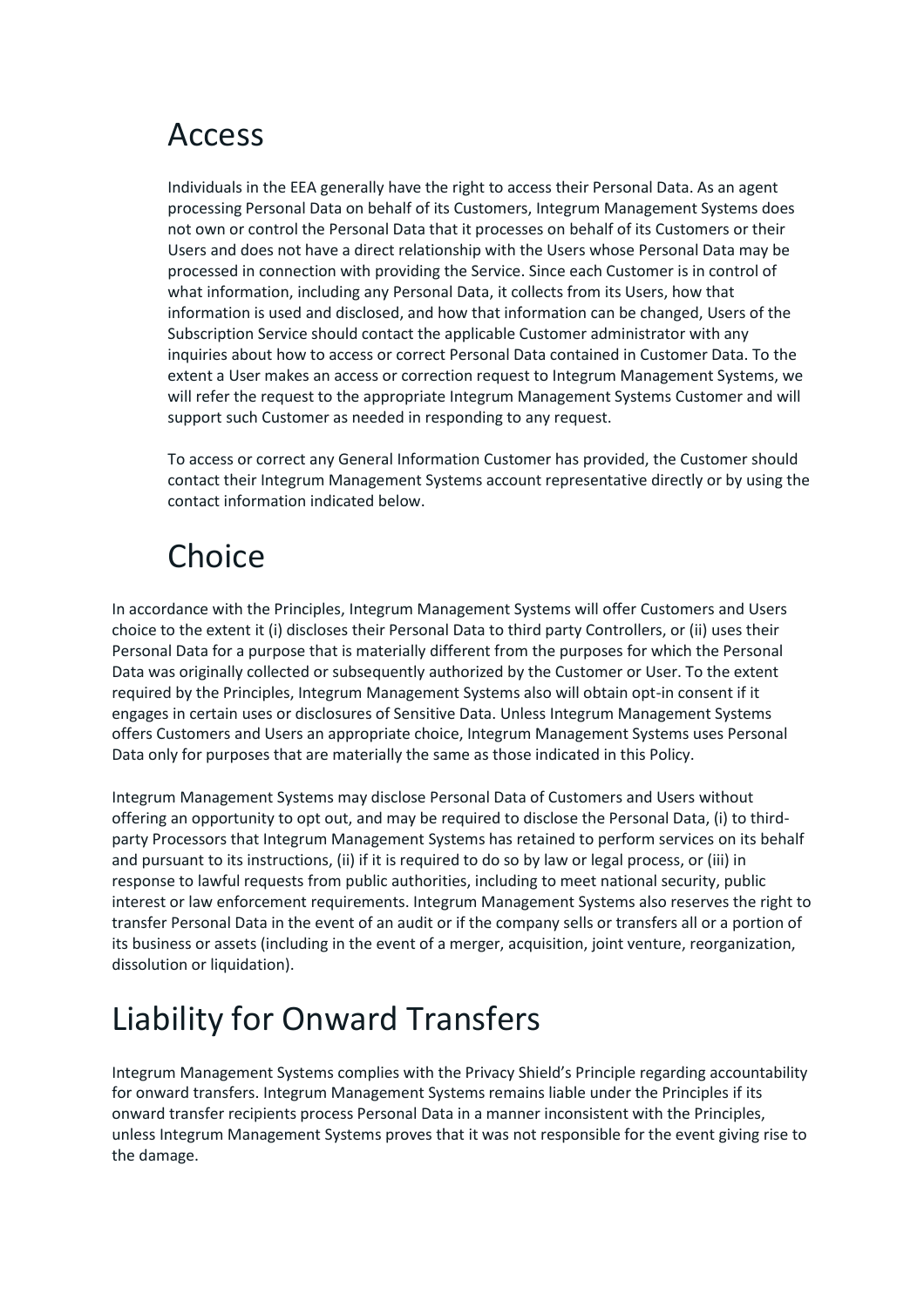## Access

Individuals in the EEA generally have the right to access their Personal Data. As an agent processing Personal Data on behalf of its Customers, Integrum Management Systems does not own or control the Personal Data that it processes on behalf of its Customers or their Users and does not have a direct relationship with the Users whose Personal Data may be processed in connection with providing the Service. Since each Customer is in control of what information, including any Personal Data, it collects from its Users, how that information is used and disclosed, and how that information can be changed, Users of the Subscription Service should contact the applicable Customer administrator with any inquiries about how to access or correct Personal Data contained in Customer Data. To the extent a User makes an access or correction request to Integrum Management Systems, we will refer the request to the appropriate Integrum Management Systems Customer and will support such Customer as needed in responding to any request.

To access or correct any General Information Customer has provided, the Customer should contact their Integrum Management Systems account representative directly or by using the contact information indicated below.

## Choice

In accordance with the Principles, Integrum Management Systems will offer Customers and Users choice to the extent it (i) discloses their Personal Data to third party Controllers, or (ii) uses their Personal Data for a purpose that is materially different from the purposes for which the Personal Data was originally collected or subsequently authorized by the Customer or User. To the extent required by the Principles, Integrum Management Systems also will obtain opt-in consent if it engages in certain uses or disclosures of Sensitive Data. Unless Integrum Management Systems offers Customers and Users an appropriate choice, Integrum Management Systems uses Personal Data only for purposes that are materially the same as those indicated in this Policy.

Integrum Management Systems may disclose Personal Data of Customers and Users without offering an opportunity to opt out, and may be required to disclose the Personal Data, (i) to third-party Processors that Integrum Management Systems has retained to perform services on its behalf and pursuant to its instructions, (ii) if it is required to do so by law or legal process, or (iii) in response to lawful requests from public authorities, including to meet national security, public interest or law enforcement requirements. Integrum Management Systems also reserves the right to transfer Personal Data in the event of an audit or if the company sells or transfers all or a portion of its business or assets (including in the event of a merger, acquisition, joint venture, reorganization, dissolution or liquidation).

## Liability for Onward Transfers

Integrum Management Systems complies with the Privacy Shield's Principle regarding accountability for onward transfers. Integrum Management Systems remains liable under the Principles if its onward transfer recipients process Personal Data in a manner inconsistent with the Principles, unless Integrum Management Systems proves that it was not responsible for the event giving rise to the damage.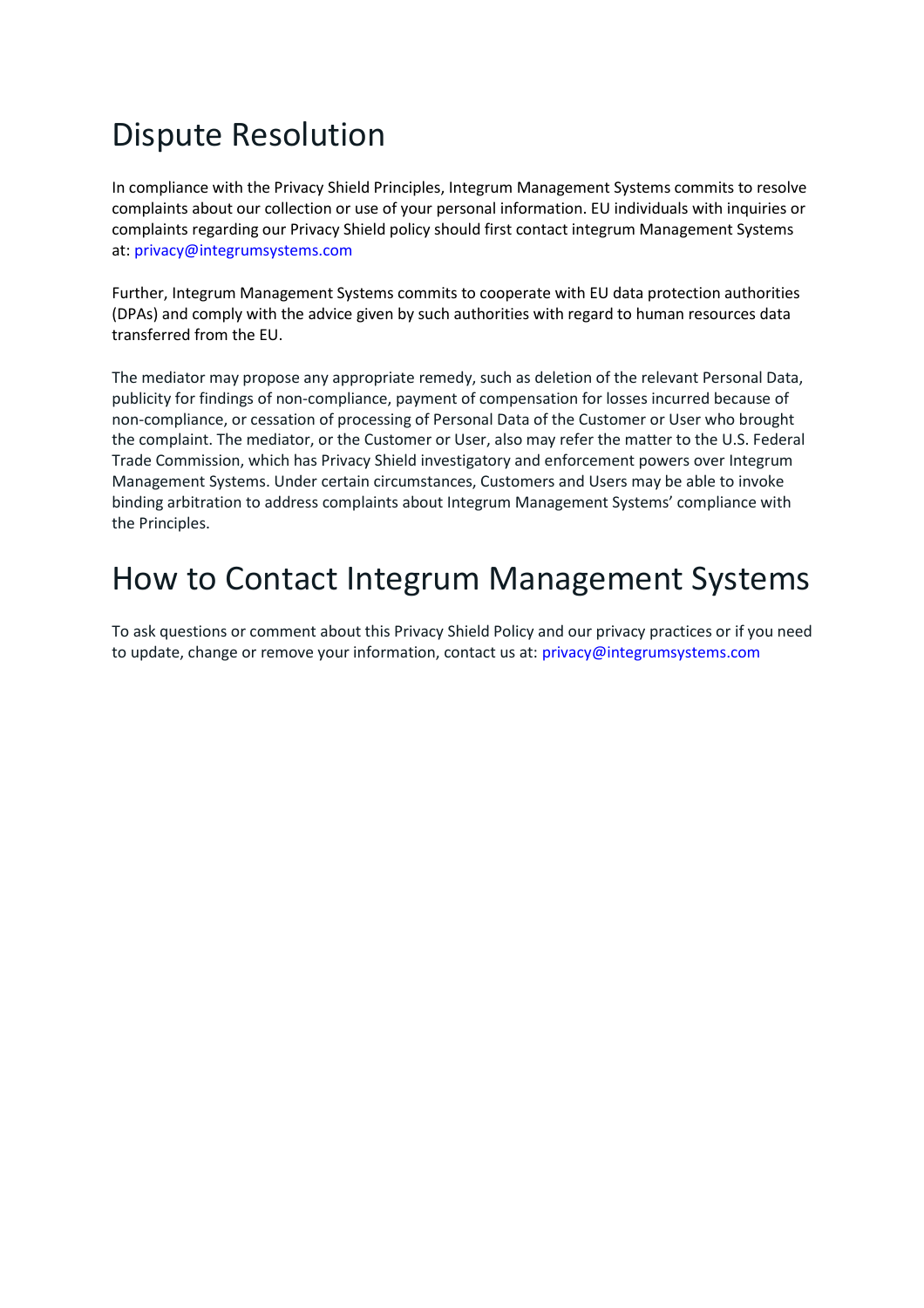# Dispute Resolution

In compliance with the Privacy Shield Principles, Integrum Management Systems commits to resolve complaints about our collection or use of your personal information. EU individuals with inquiries or complaints regarding our Privacy Shield policy should first contact integrum Management Systems at: privacy@integrumsystems.com

Further, Integrum Management Systems commits to cooperate with EU data protection authorities (DPAs) and comply with the advice given by such authorities with regard to human resources data transferred from the EU.

The mediator may propose any appropriate remedy, such as deletion of the relevant Personal Data, publicity for findings of non-compliance, payment of compensation for losses incurred because of non-compliance, or cessation of processing of Personal Data of the Customer or User who brought the complaint. The mediator, or the Customer or User, also may refer the matter to the U.S. Federal Trade Commission, which has Privacy Shield investigatory and enforcement powers over Integrum Management Systems. Under certain circumstances, Customers and Users may be able to invoke binding arbitration to address complaints about Integrum Management Systems' compliance with the Principles.

# How to Contact Integrum Management Systems

To ask questions or comment about this Privacy Shield Policy and our privacy practices or if you need to update, change or remove your information, contact us at: privacy@integrumsystems.com